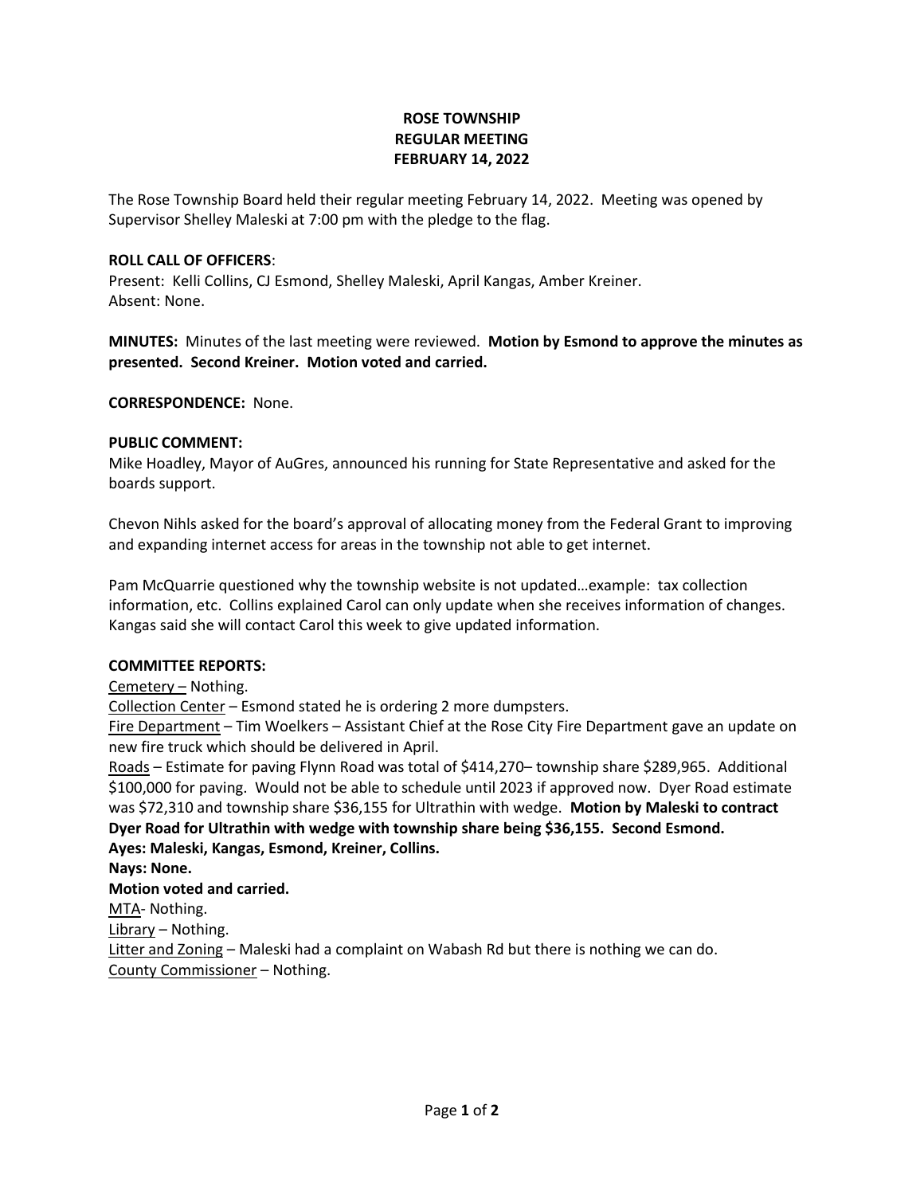# ROSE TOWNSHIP
## REGULAR MEETING
## FEBRUARY 14, 2022

The Rose Township Board held their regular meeting February 14, 2022. Meeting was opened by Supervisor Shelley Maleski at 7:00 pm with the pledge to the flag.

**ROLL CALL OF OFFICERS**:
Present: Kelli Collins, CJ Esmond, Shelley Maleski, April Kangas, Amber Kreiner.
Absent: None.

**MINUTES:** Minutes of the last meeting were reviewed. **Motion by Esmond to approve the minutes as presented. Second Kreiner. Motion voted and carried.**

**CORRESPONDENCE:** None.

**PUBLIC COMMENT:**
Mike Hoadley, Mayor of AuGres, announced his running for State Representative and asked for the boards support.

Chevon Nihls asked for the board's approval of allocating money from the Federal Grant to improving and expanding internet access for areas in the township not able to get internet.

Pam McQuarrie questioned why the township website is not updated…example: tax collection information, etc. Collins explained Carol can only update when she receives information of changes. Kangas said she will contact Carol this week to give updated information.

**COMMITTEE REPORTS:**
Cemetery – Nothing.
Collection Center – Esmond stated he is ordering 2 more dumpsters.
Fire Department – Tim Woelkers – Assistant Chief at the Rose City Fire Department gave an update on new fire truck which should be delivered in April.
Roads – Estimate for paving Flynn Road was total of $414,270– township share $289,965. Additional $100,000 for paving. Would not be able to schedule until 2023 if approved now. Dyer Road estimate was $72,310 and township share $36,155 for Ultrathin with wedge. **Motion by Maleski to contract Dyer Road for Ultrathin with wedge with township share being $36,155. Second Esmond.**
**Ayes: Maleski, Kangas, Esmond, Kreiner, Collins.**
**Nays: None.**
**Motion voted and carried.**
MTA- Nothing.
Library – Nothing.
Litter and Zoning – Maleski had a complaint on Wabash Rd but there is nothing we can do.
County Commissioner – Nothing.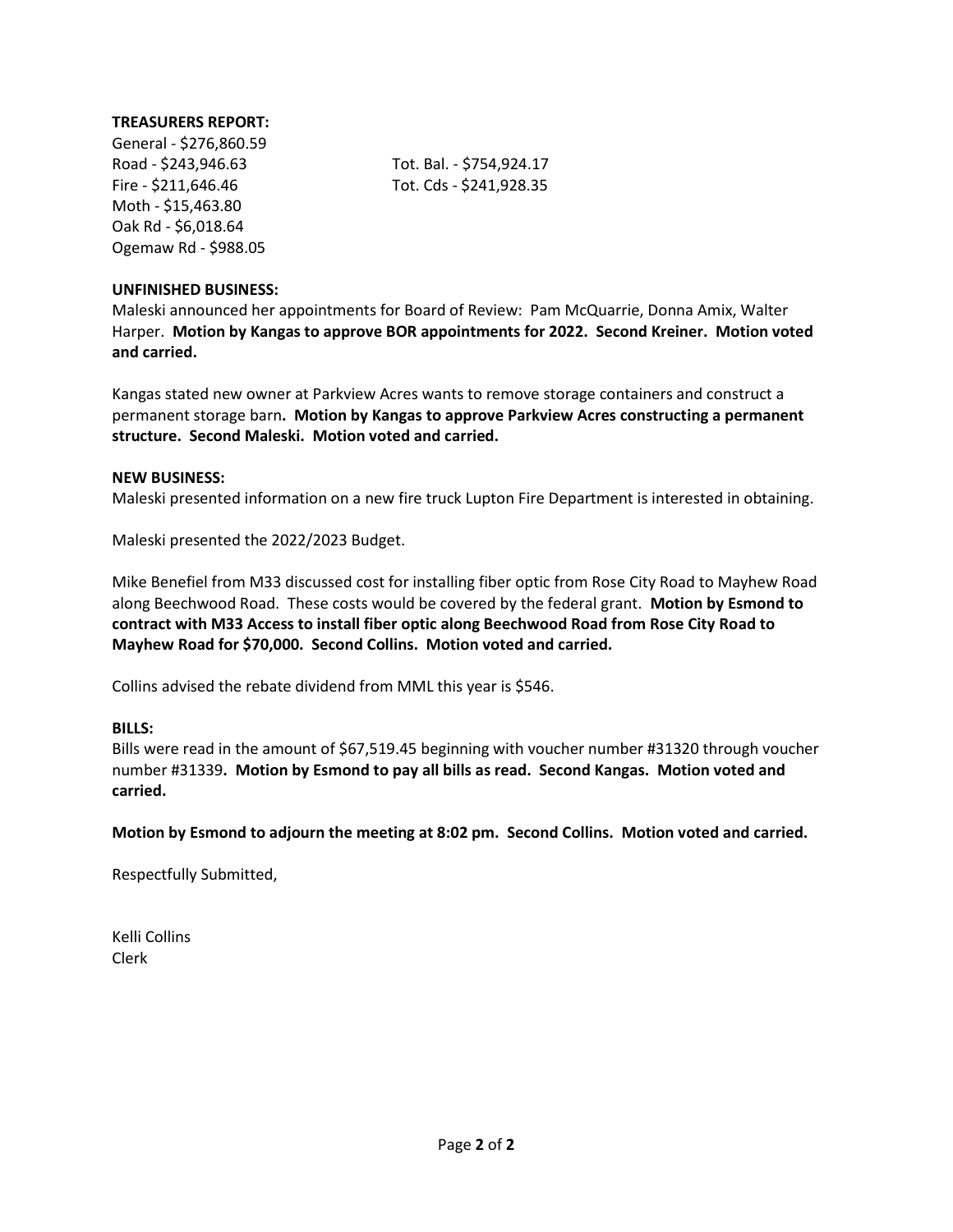**TREASURERS REPORT:**

General - $276,860.59
Road - $243,946.63
Fire - $211,646.46
Moth - $15,463.80
Oak Rd - $6,018.64
Ogemaw Rd - $988.05

Tot. Bal. - $754,924.17
Tot. Cds - $241,928.35

**UNFINISHED BUSINESS:**

Maleski announced her appointments for Board of Review: Pam McQuarrie, Donna Amix, Walter Harper. **Motion by Kangas to approve BOR appointments for 2022. Second Kreiner. Motion voted and carried.**

Kangas stated new owner at Parkview Acres wants to remove storage containers and construct a permanent storage barn**. Motion by Kangas to approve Parkview Acres constructing a permanent structure. Second Maleski. Motion voted and carried.**

**NEW BUSINESS:**

Maleski presented information on a new fire truck Lupton Fire Department is interested in obtaining.

Maleski presented the 2022/2023 Budget.

Mike Benefiel from M33 discussed cost for installing fiber optic from Rose City Road to Mayhew Road along Beechwood Road. These costs would be covered by the federal grant. **Motion by Esmond to contract with M33 Access to install fiber optic along Beechwood Road from Rose City Road to Mayhew Road for $70,000. Second Collins. Motion voted and carried.**

Collins advised the rebate dividend from MML this year is $546.

**BILLS:**

Bills were read in the amount of $67,519.45 beginning with voucher number #31320 through voucher number #31339**. Motion by Esmond to pay all bills as read. Second Kangas. Motion voted and carried.**

**Motion by Esmond to adjourn the meeting at 8:02 pm. Second Collins. Motion voted and carried.**

Respectfully Submitted,

Kelli Collins
Clerk